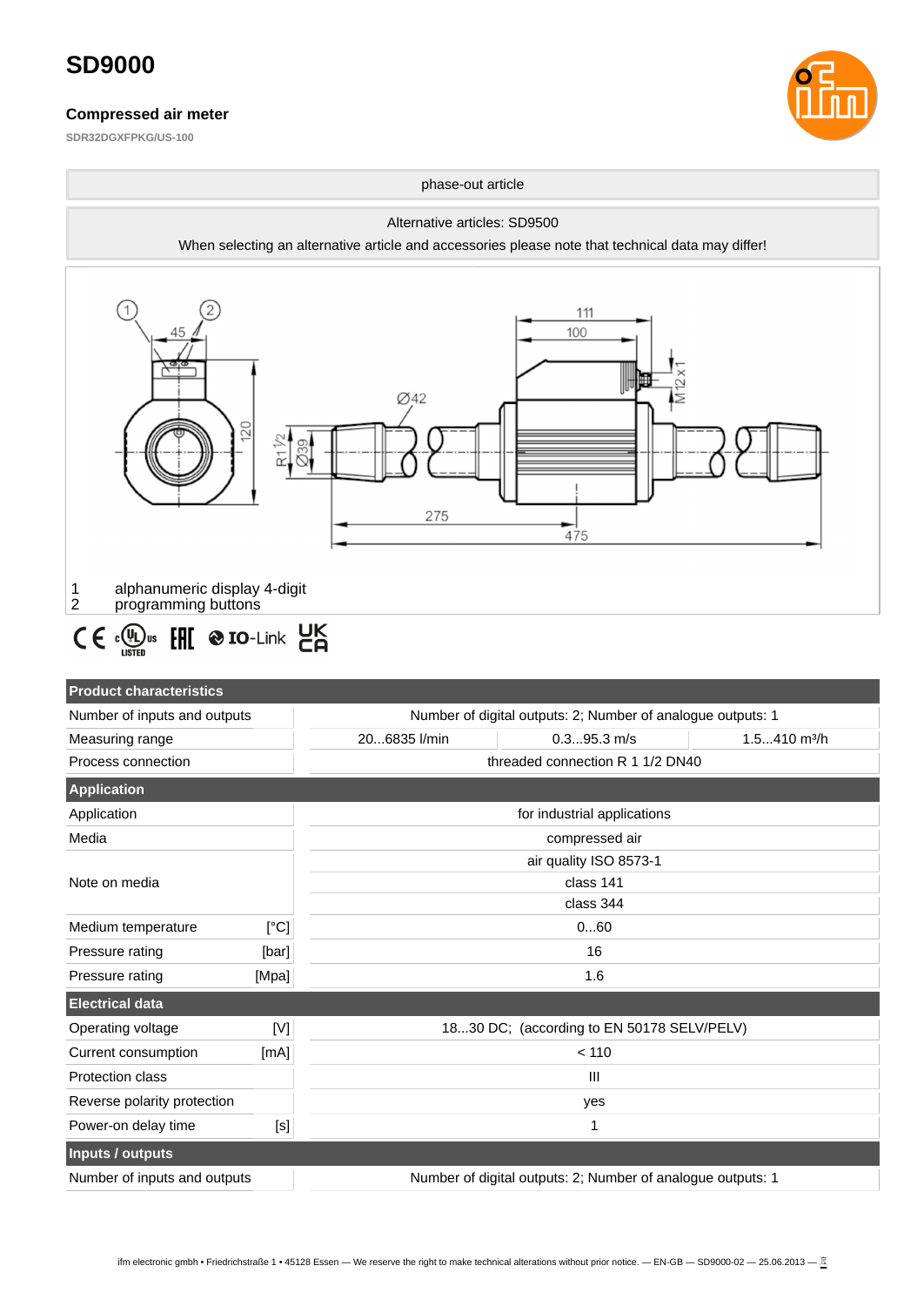# SD9000

### Compressed air meter

SDR32DGXFPKG/US-100

phase-out article

Alternative articles: SD9500

When selecting an alternative article and accessories please note that technical data may differ!

1 alphanumeric display 4-digit
2 programming buttons

| Product characteristics | | | |
|---|---|---|---|
| Number of inputs and outputs | Number of digital outputs: 2; Number of analogue outputs: 1 | | |
| Measuring range | 20...6835 l/min | 0.3...95.3 m/s | 1.5...410 m³/h |
| Process connection | threaded connection R 1 1/2 DN40 | | |
| **Application** | | | |
| Application | for industrial applications | | |
| Media | compressed air | | |
| Note on media | air quality ISO 8573-1 | | |
| | class 141 | | |
| | class 344 | | |
| Medium temperature [°C] | 0...60 | | |
| Pressure rating [bar] | 16 | | |
| Pressure rating [Mpa] | 1.6 | | |
| **Electrical data** | | | |
| Operating voltage [V] | 18...30 DC; (according to EN 50178 SELV/PELV) | | |
| Current consumption [mA] | < 110 | | |
| Protection class | III | | |
| Reverse polarity protection | yes | | |
| Power-on delay time [s] | 1 | | |
| **Inputs / outputs** | | | |
| Number of inputs and outputs | Number of digital outputs: 2; Number of analogue outputs: 1 | | |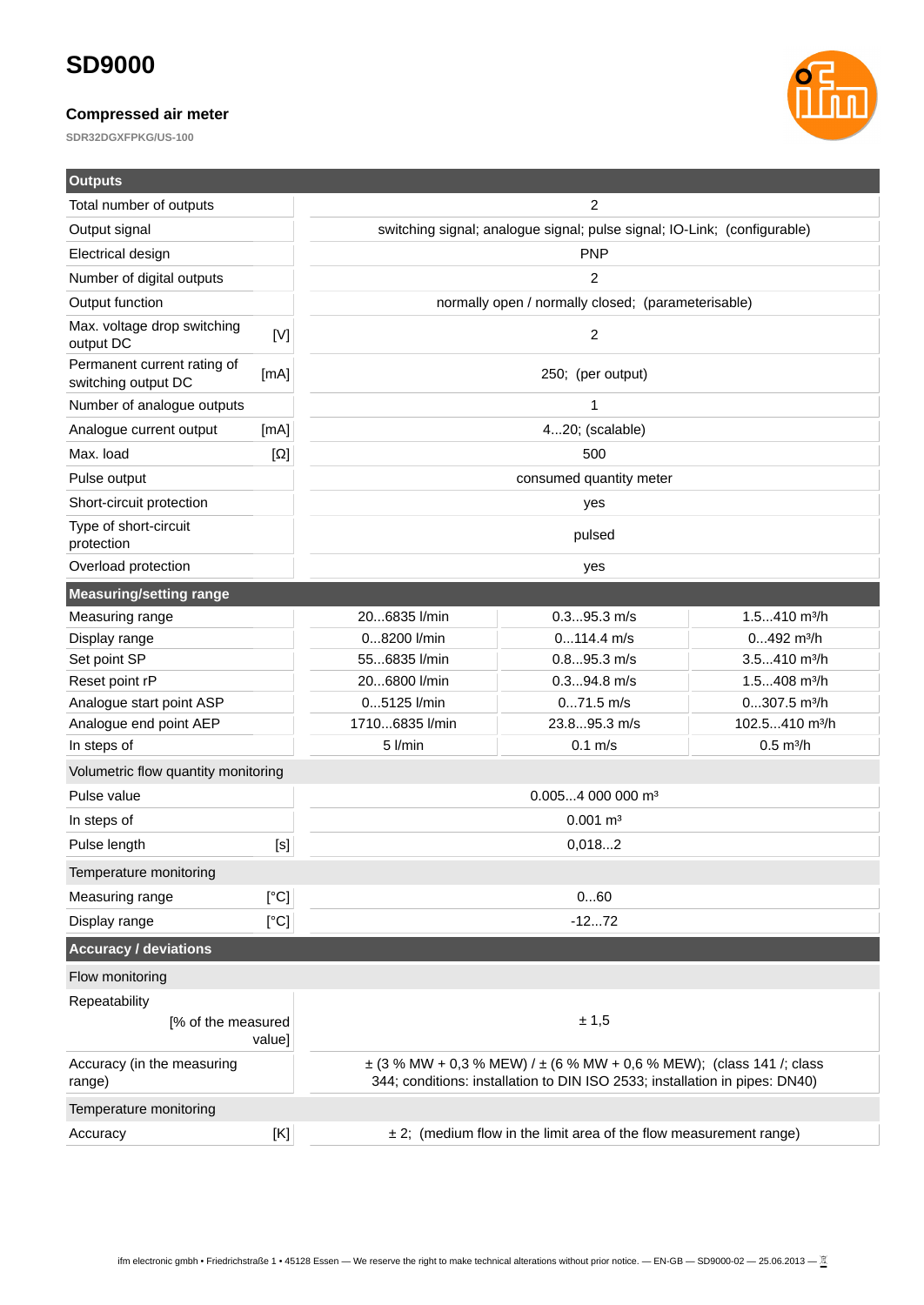# SD9000

### Compressed air meter

SDR32DGXFPKG/US-100

| Outputs | | | |
|---|---|---|---|
| Total number of outputs | | 2 | |
| Output signal | | switching signal; analogue signal; pulse signal; IO-Link; (configurable) | |
| Electrical design | | PNP | |
| Number of digital outputs | | 2 | |
| Output function | | normally open / normally closed; (parameterisable) | |
| Max. voltage drop switching output DC [V] | | 2 | |
| Permanent current rating of switching output DC [mA] | | 250; (per output) | |
| Number of analogue outputs | | 1 | |
| Analogue current output [mA] | | 4...20; (scalable) | |
| Max. load [Ω] | | 500 | |
| Pulse output | | consumed quantity meter | |
| Short-circuit protection | | yes | |
| Type of short-circuit protection | | pulsed | |
| Overload protection | | yes | |
| **Measuring/setting range** | | | |
| Measuring range | 20...6835 l/min | 0.3...95.3 m/s | 1.5...410 m³/h |
| Display range | 0...8200 l/min | 0...114.4 m/s | 0...492 m³/h |
| Set point SP | 55...6835 l/min | 0.8...95.3 m/s | 3.5...410 m³/h |
| Reset point rP | 20...6800 l/min | 0.3...94.8 m/s | 1.5...408 m³/h |
| Analogue start point ASP | 0...5125 l/min | 0...71.5 m/s | 0...307.5 m³/h |
| Analogue end point AEP | 1710...6835 l/min | 23.8...95.3 m/s | 102.5...410 m³/h |
| In steps of | 5 l/min | 0.1 m/s | 0.5 m³/h |
| Volumetric flow quantity monitoring | | | |
| Pulse value | | 0.005...4 000 000 m³ | |
| In steps of | | 0.001 m³ | |
| Pulse length [s] | | 0,018...2 | |
| Temperature monitoring | | | |
| Measuring range [°C] | | 0...60 | |
| Display range [°C] | | -12...72 | |
| **Accuracy / deviations** | | | |
| Flow monitoring | | | |
| Repeatability [% of the measured value] | | ± 1,5 | |
| Accuracy (in the measuring range) | | ± (3 % MW + 0,3 % MEW) / ± (6 % MW + 0,6 % MEW); (class 141 /; class 344; conditions: installation to DIN ISO 2533; installation in pipes: DN40) | |
| Temperature monitoring | | | |
| Accuracy [K] | | ± 2; (medium flow in the limit area of the flow measurement range) | |

ifm electronic gmbh • Friedrichstraße 1 • 45128 Essen — We reserve the right to make technical alterations without prior notice. — EN-GB — SD9000-02 — 25.06.2013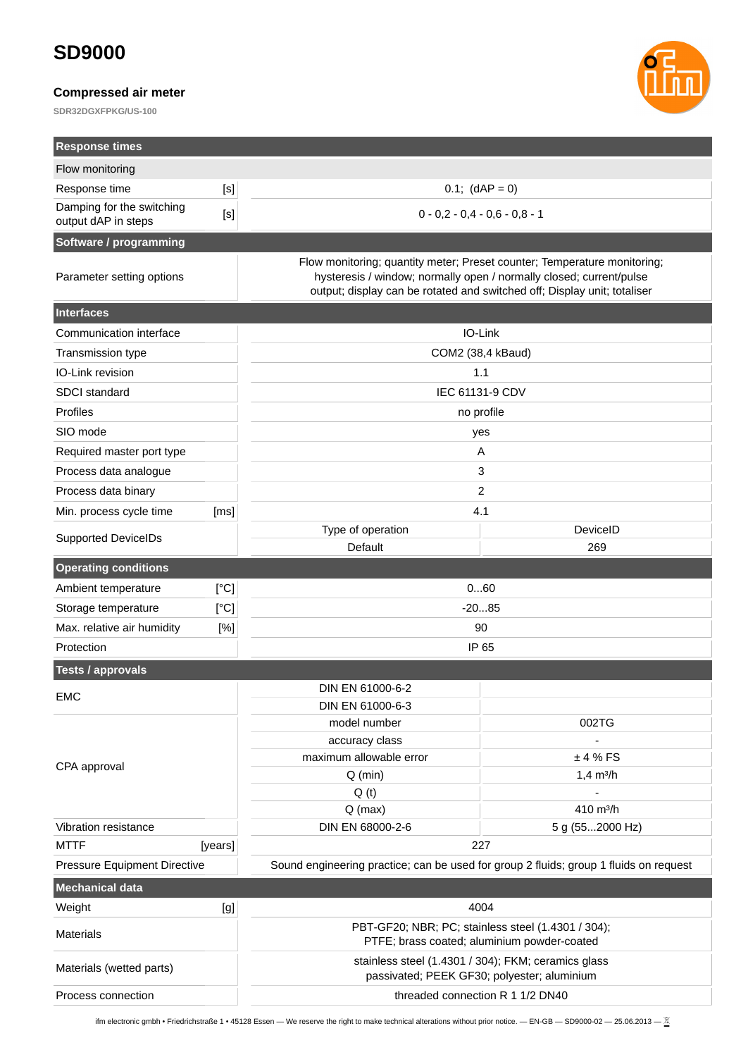# SD9000

### Compressed air meter

SDR32DGXFPKG/US-100

| Response times | | | |
|---|---|---|---|
| **Flow monitoring** | | | |
| Response time | [s] | 0.1; (dAP = 0) | |
| Damping for the switching output dAP in steps | [s] | 0 - 0,2 - 0,4 - 0,6 - 0,8 - 1 | |
| **Software / programming** | | | |
| Parameter setting options | | Flow monitoring; quantity meter; Preset counter; Temperature monitoring; hysteresis / window; normally open / normally closed; current/pulse output; display can be rotated and switched off; Display unit; totaliser | |
| **Interfaces** | | | |
| Communication interface | | IO-Link | |
| Transmission type | | COM2 (38,4 kBaud) | |
| IO-Link revision | | 1.1 | |
| SDCI standard | | IEC 61131-9 CDV | |
| Profiles | | no profile | |
| SIO mode | | yes | |
| Required master port type | | A | |
| Process data analogue | | 3 | |
| Process data binary | | 2 | |
| Min. process cycle time | [ms] | 4.1 | |
| Supported DeviceIDs | | Type of operation | DeviceID |
| | | Default | 269 |
| **Operating conditions** | | | |
| Ambient temperature | [°C] | 0...60 | |
| Storage temperature | [°C] | -20...85 | |
| Max. relative air humidity | [%] | 90 | |
| Protection | | IP 65 | |
| **Tests / approvals** | | | |
| EMC | | DIN EN 61000-6-2 | |
| | | DIN EN 61000-6-3 | |
| CPA approval | | model number | 002TG |
| | | accuracy class | - |
| | | maximum allowable error | ± 4 % FS |
| | | Q (min) | 1,4 m³/h |
| | | Q (t) | - |
| | | Q (max) | 410 m³/h |
| Vibration resistance | | DIN EN 68000-2-6 | 5 g (55...2000 Hz) |
| MTTF | [years] | 227 | |
| Pressure Equipment Directive | | Sound engineering practice; can be used for group 2 fluids; group 1 fluids on request | |
| **Mechanical data** | | | |
| Weight | [g] | 4004 | |
| Materials | | PBT-GF20; NBR; PC; stainless steel (1.4301 / 304); PTFE; brass coated; aluminium powder-coated | |
| Materials (wetted parts) | | stainless steel (1.4301 / 304); FKM; ceramics glass passivated; PEEK GF30; polyester; aluminium | |
| Process connection | | threaded connection R 1 1/2 DN40 | |

ifm electronic gmbh • Friedrichstraße 1 • 45128 Essen — We reserve the right to make technical alterations without prior notice. — EN-GB — SD9000-02 — 25.06.2013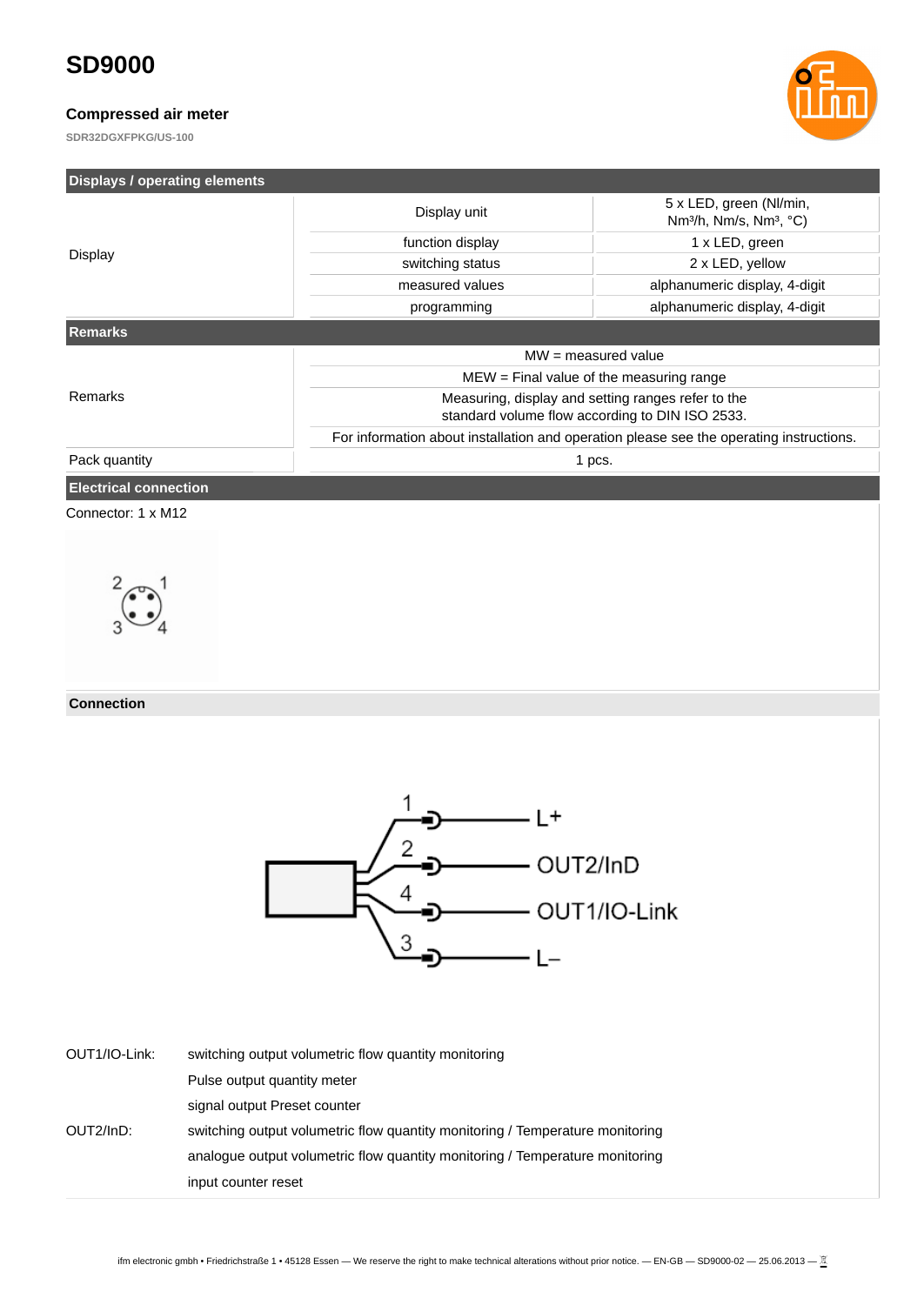# SD9000

### Compressed air meter

SDR32DGXFPKG/US-100

## Displays / operating elements

| | | |
|---|---|---|
| Display | Display unit | 5 x LED, green (Nl/min, Nm³/h, Nm/s, Nm³, °C) |
| | function display | 1 x LED, green |
| | switching status | 2 x LED, yellow |
| | measured values | alphanumeric display, 4-digit |
| | programming | alphanumeric display, 4-digit |

## Remarks

| | |
|---|---|
| Remarks | MW = measured value |
| | MEW = Final value of the measuring range |
| | Measuring, display and setting ranges refer to the standard volume flow according to DIN ISO 2533. |
| | For information about installation and operation please see the operating instructions. |
| Pack quantity | 1 pcs. |

## Electrical connection

Connector: 1 x M12

2 1
3 4

### Connection

1 L+
2 OUT2/InD
4 OUT1/IO-Link
3 L–

| | |
|---|---|
| OUT1/IO-Link: | switching output volumetric flow quantity monitoring |
| | Pulse output quantity meter |
| | signal output Preset counter |
| OUT2/InD: | switching output volumetric flow quantity monitoring / Temperature monitoring |
| | analogue output volumetric flow quantity monitoring / Temperature monitoring |
| | input counter reset |

ifm electronic gmbh • Friedrichstraße 1 • 45128 Essen — We reserve the right to make technical alterations without prior notice. — EN-GB — SD9000-02 — 25.06.2013